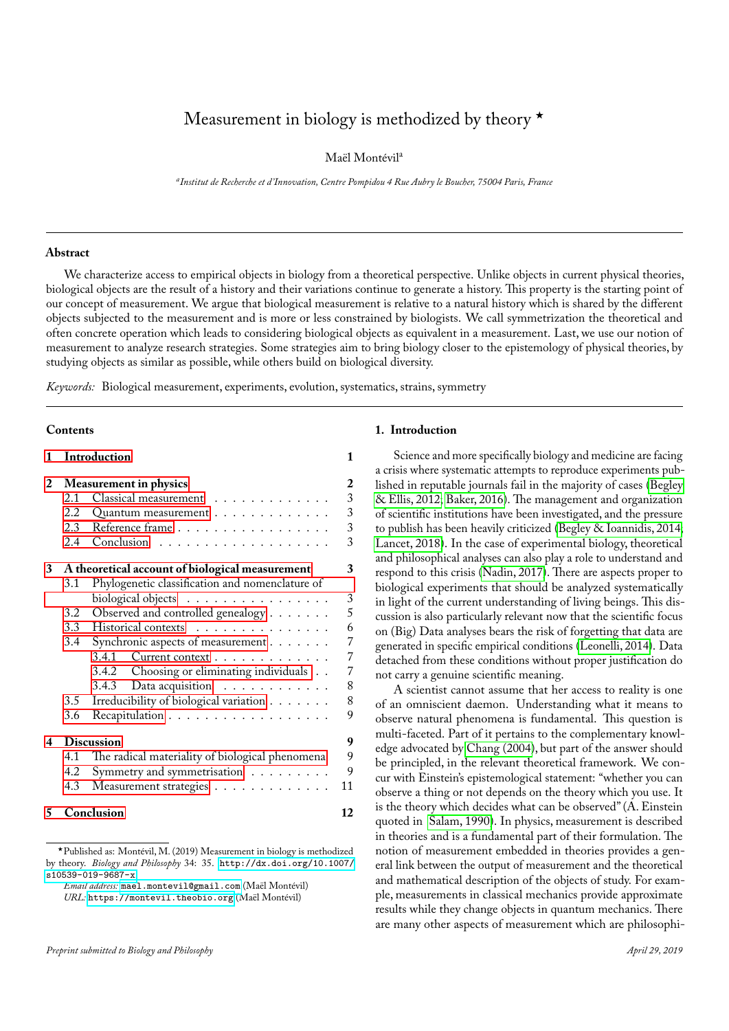# Measurement in biology is methodized by theory ★

Maël Montévil[a]

[a]*Institut de Recherche et d'Innovation, Centre Pompidou 4 Rue Aubry le Boucher, 75004 Paris, France*

## Abstract

We characterize access to empirical objects in biology from a theoretical perspective. Unlike objects in current physical theories, biological objects are the result of a history and their variations continue to generate a history. This property is the starting point of our concept of measurement. We argue that biological measurement is relative to a natural history which is shared by the different objects subjected to the measurement and is more or less constrained by biologists. We call symmetrization the theoretical and often concrete operation which leads to considering biological objects as equivalent in a measurement. Last, we use our notion of measurement to analyze research strategies. Some strategies aim to bring biology closer to the epistemology of physical theories, by studying objects as similar as possible, while others build on biological diversity.

*Keywords:* Biological measurement, experiments, evolution, systematics, strains, symmetry

## Contents

- 1 Introduction — 1
- 2 Measurement in physics — 2
  - 2.1 Classical measurement — 3
  - 2.2 Quantum measurement — 3
  - 2.3 Reference frame — 3
  - 2.4 Conclusion — 3
- 3 A theoretical account of biological measurement — 3
  - 3.1 Phylogenetic classification and nomenclature of biological objects — 3
  - 3.2 Observed and controlled genealogy — 5
  - 3.3 Historical contexts — 6
  - 3.4 Synchronic aspects of measurement — 7
    - 3.4.1 Current context — 7
    - 3.4.2 Choosing or eliminating individuals — 7
    - 3.4.3 Data acquisition — 8
  - 3.5 Irreducibility of biological variation — 8
  - 3.6 Recapitulation — 9
- 4 Discussion — 9
  - 4.1 The radical materiality of biological phenomena — 9
  - 4.2 Symmetry and symmetrisation — 9
  - 4.3 Measurement strategies — 11
- 5 Conclusion — 12

★Published as: Montévil, M. (2019) Measurement in biology is methodized by theory. *Biology and Philosophy* 34: 35. http://dx.doi.org/10.1007/s10539-019-9687-x

*Email address:* mael.montevil@gmail.com (Maël Montévil)
*URL:* https://montevil.theobio.org (Maël Montévil)

## 1. Introduction

Science and more specifically biology and medicine are facing a crisis where systematic attempts to reproduce experiments published in reputable journals fail in the majority of cases (Begley & Ellis, 2012; Baker, 2016). The management and organization of scientific institutions have been investigated, and the pressure to publish has been heavily criticized (Begley & Ioannidis, 2014; Lancet, 2018). In the case of experimental biology, theoretical and philosophical analyses can also play a role to understand and respond to this crisis (Nadin, 2017). There are aspects proper to biological experiments that should be analyzed systematically in light of the current understanding of living beings. This discussion is also particularly relevant now that the scientific focus on (Big) Data analyses bears the risk of forgetting that data are generated in specific empirical conditions (Leonelli, 2014). Data detached from these conditions without proper justification do not carry a genuine scientific meaning.

A scientist cannot assume that her access to reality is one of an omniscient daemon. Understanding what it means to observe natural phenomena is fundamental. This question is multi-faceted. Part of it pertains to the complementary knowledge advocated by Chang (2004), but part of the answer should be principled, in the relevant theoretical framework. We concur with Einstein's epistemological statement: "whether you can observe a thing or not depends on the theory which you use. It is the theory which decides what can be observed" (A. Einstein quoted in Salam, 1990). In physics, measurement is described in theories and is a fundamental part of their formulation. The notion of measurement embedded in theories provides a general link between the output of measurement and the theoretical and mathematical description of the objects of study. For example, measurements in classical mechanics provide approximate results while they change objects in quantum mechanics. There are many other aspects of measurement which are philosophi-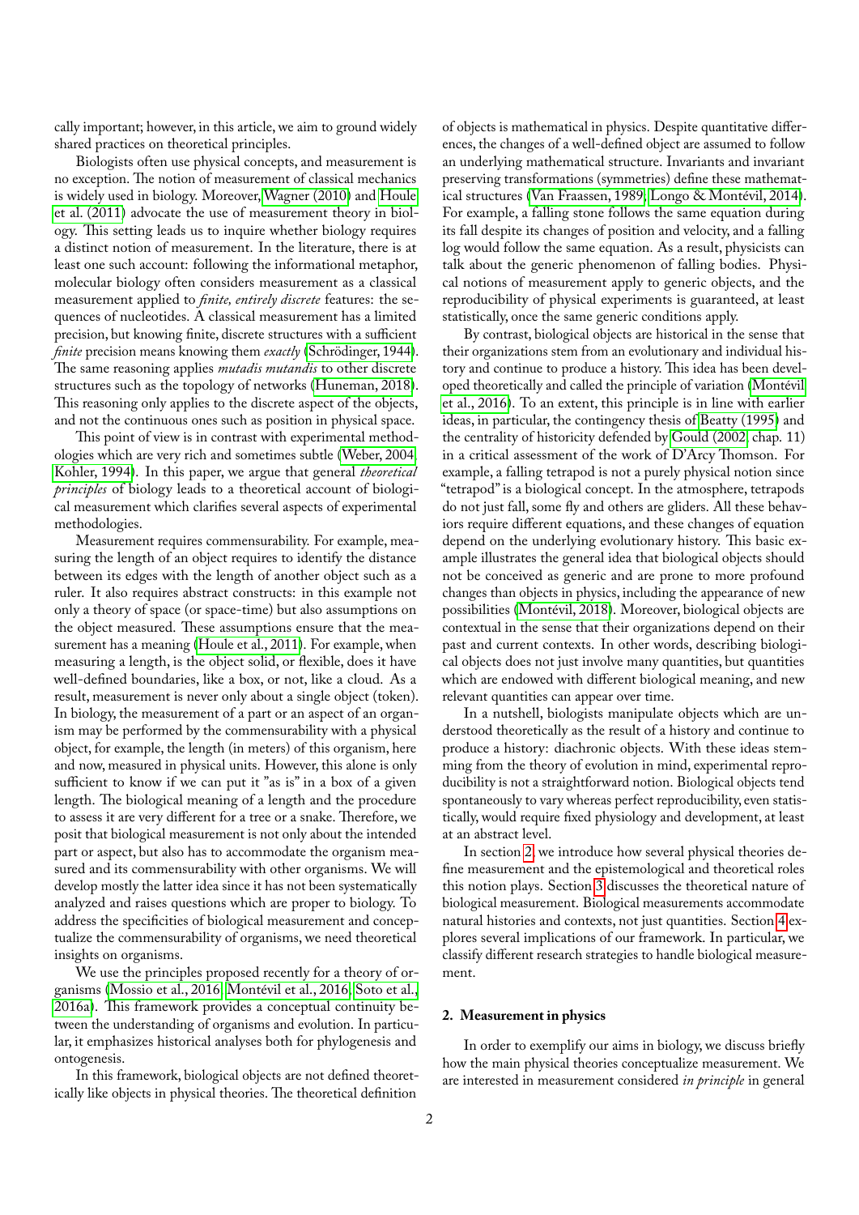cally important; however, in this article, we aim to ground widely shared practices on theoretical principles.

Biologists often use physical concepts, and measurement is no exception. The notion of measurement of classical mechanics is widely used in biology. Moreover, Wagner (2010) and Houle et al. (2011) advocate the use of measurement theory in biology. This setting leads us to inquire whether biology requires a distinct notion of measurement. In the literature, there is at least one such account: following the informational metaphor, molecular biology often considers measurement as a classical measurement applied to *finite, entirely discrete* features: the sequences of nucleotides. A classical measurement has a limited precision, but knowing finite, discrete structures with a sufficient *finite* precision means knowing them *exactly* (Schrödinger, 1944). The same reasoning applies *mutadis mutandis* to other discrete structures such as the topology of networks (Huneman, 2018). This reasoning only applies to the discrete aspect of the objects, and not the continuous ones such as position in physical space.

This point of view is in contrast with experimental methodologies which are very rich and sometimes subtle (Weber, 2004; Kohler, 1994). In this paper, we argue that general *theoretical principles* of biology leads to a theoretical account of biological measurement which clarifies several aspects of experimental methodologies.

Measurement requires commensurability. For example, measuring the length of an object requires to identify the distance between its edges with the length of another object such as a ruler. It also requires abstract constructs: in this example not only a theory of space (or space-time) but also assumptions on the object measured. These assumptions ensure that the measurement has a meaning (Houle et al., 2011). For example, when measuring a length, is the object solid, or flexible, does it have well-defined boundaries, like a box, or not, like a cloud. As a result, measurement is never only about a single object (token). In biology, the measurement of a part or an aspect of an organism may be performed by the commensurability with a physical object, for example, the length (in meters) of this organism, here and now, measured in physical units. However, this alone is only sufficient to know if we can put it "as is" in a box of a given length. The biological meaning of a length and the procedure to assess it are very different for a tree or a snake. Therefore, we posit that biological measurement is not only about the intended part or aspect, but also has to accommodate the organism measured and its commensurability with other organisms. We will develop mostly the latter idea since it has not been systematically analyzed and raises questions which are proper to biology. To address the specificities of biological measurement and conceptualize the commensurability of organisms, we need theoretical insights on organisms.

We use the principles proposed recently for a theory of organisms (Mossio et al., 2016; Montévil et al., 2016; Soto et al., 2016a). This framework provides a conceptual continuity between the understanding of organisms and evolution. In particular, it emphasizes historical analyses both for phylogenesis and ontogenesis.

In this framework, biological objects are not defined theoretically like objects in physical theories. The theoretical definition of objects is mathematical in physics. Despite quantitative differences, the changes of a well-defined object are assumed to follow an underlying mathematical structure. Invariants and invariant preserving transformations (symmetries) define these mathematical structures (Van Fraassen, 1989; Longo & Montévil, 2014). For example, a falling stone follows the same equation during its fall despite its changes of position and velocity, and a falling log would follow the same equation. As a result, physicists can talk about the generic phenomenon of falling bodies. Physical notions of measurement apply to generic objects, and the reproducibility of physical experiments is guaranteed, at least statistically, once the same generic conditions apply.

By contrast, biological objects are historical in the sense that their organizations stem from an evolutionary and individual history and continue to produce a history. This idea has been developed theoretically and called the principle of variation (Montévil et al., 2016). To an extent, this principle is in line with earlier ideas, in particular, the contingency thesis of Beatty (1995) and the centrality of historicity defended by Gould (2002, chap. 11) in a critical assessment of the work of D'Arcy Thomson. For example, a falling tetrapod is not a purely physical notion since "tetrapod" is a biological concept. In the atmosphere, tetrapods do not just fall, some fly and others are gliders. All these behaviors require different equations, and these changes of equation depend on the underlying evolutionary history. This basic example illustrates the general idea that biological objects should not be conceived as generic and are prone to more profound changes than objects in physics, including the appearance of new possibilities (Montévil, 2018). Moreover, biological objects are contextual in the sense that their organizations depend on their past and current contexts. In other words, describing biological objects does not just involve many quantities, but quantities which are endowed with different biological meaning, and new relevant quantities can appear over time.

In a nutshell, biologists manipulate objects which are understood theoretically as the result of a history and continue to produce a history: diachronic objects. With these ideas stemming from the theory of evolution in mind, experimental reproducibility is not a straightforward notion. Biological objects tend spontaneously to vary whereas perfect reproducibility, even statistically, would require fixed physiology and development, at least at an abstract level.

In section 2, we introduce how several physical theories define measurement and the epistemological and theoretical roles this notion plays. Section 3 discusses the theoretical nature of biological measurement. Biological measurements accommodate natural histories and contexts, not just quantities. Section 4 explores several implications of our framework. In particular, we classify different research strategies to handle biological measurement.

## 2. Measurement in physics

In order to exemplify our aims in biology, we discuss briefly how the main physical theories conceptualize measurement. We are interested in measurement considered *in principle* in general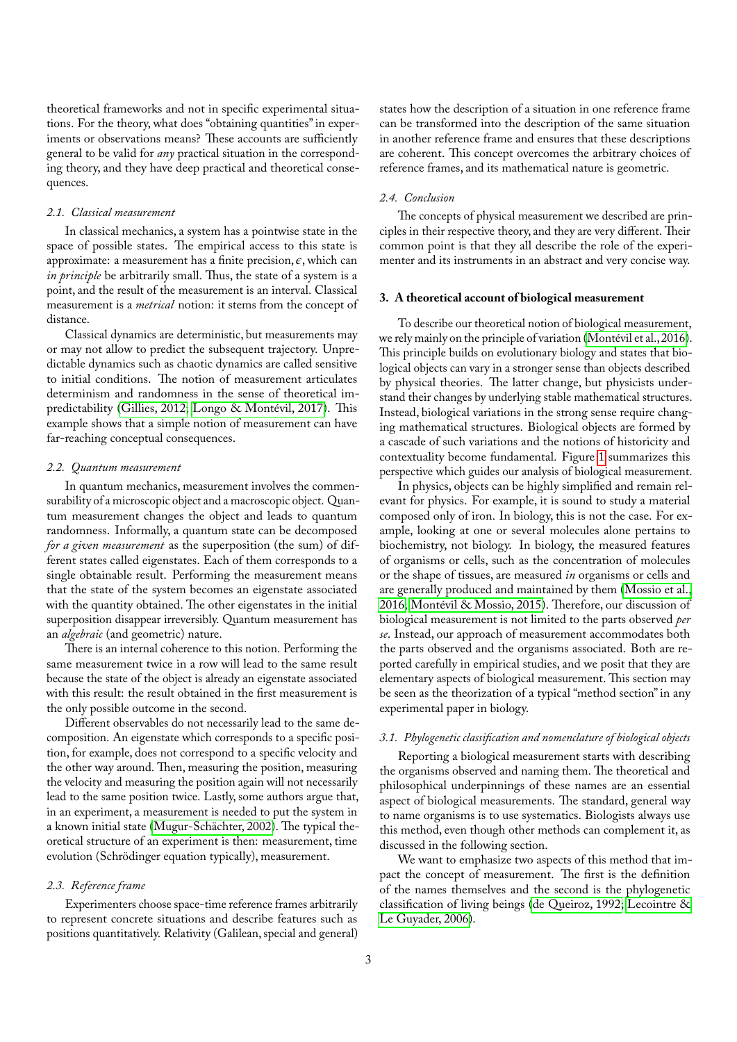theoretical frameworks and not in specific experimental situations. For the theory, what does "obtaining quantities" in experiments or observations means? These accounts are sufficiently general to be valid for *any* practical situation in the corresponding theory, and they have deep practical and theoretical consequences.

### 2.1. Classical measurement

In classical mechanics, a system has a pointwise state in the space of possible states. The empirical access to this state is approximate: a measurement has a finite precision, $\epsilon$, which can *in principle* be arbitrarily small. Thus, the state of a system is a point, and the result of the measurement is an interval. Classical measurement is a *metrical* notion: it stems from the concept of distance.

Classical dynamics are deterministic, but measurements may or may not allow to predict the subsequent trajectory. Unpredictable dynamics such as chaotic dynamics are called sensitive to initial conditions. The notion of measurement articulates determinism and randomness in the sense of theoretical unpredictability (Gillies, 2012; Longo & Montévil, 2017). This example shows that a simple notion of measurement can have far-reaching conceptual consequences.

### 2.2. Quantum measurement

In quantum mechanics, measurement involves the commensurability of a microscopic object and a macroscopic object. Quantum measurement changes the object and leads to quantum randomness. Informally, a quantum state can be decomposed *for a given measurement* as the superposition (the sum) of different states called eigenstates. Each of them corresponds to a single obtainable result. Performing the measurement means that the state of the system becomes an eigenstate associated with the quantity obtained. The other eigenstates in the initial superposition disappear irreversibly. Quantum measurement has an *algebraic* (and geometric) nature.

There is an internal coherence to this notion. Performing the same measurement twice in a row will lead to the same result because the state of the object is already an eigenstate associated with this result: the result obtained in the first measurement is the only possible outcome in the second.

Different observables do not necessarily lead to the same decomposition. An eigenstate which corresponds to a specific position, for example, does not correspond to a specific velocity and the other way around. Then, measuring the position, measuring the velocity and measuring the position again will not necessarily lead to the same position twice. Lastly, some authors argue that, in an experiment, a measurement is needed to put the system in a known initial state (Mugur-Schächter, 2002). The typical theoretical structure of an experiment is then: measurement, time evolution (Schrödinger equation typically), measurement.

### 2.3. Reference frame

Experimenters choose space-time reference frames arbitrarily to represent concrete situations and describe features such as positions quantitatively. Relativity (Galilean, special and general) states how the description of a situation in one reference frame can be transformed into the description of the same situation in another reference frame and ensures that these descriptions are coherent. This concept overcomes the arbitrary choices of reference frames, and its mathematical nature is geometric.

### 2.4. Conclusion

The concepts of physical measurement we described are principles in their respective theory, and they are very different. Their common point is that they all describe the role of the experimenter and its instruments in an abstract and very concise way.

## 3. A theoretical account of biological measurement

To describe our theoretical notion of biological measurement, we rely mainly on the principle of variation (Montévil et al., 2016). This principle builds on evolutionary biology and states that biological objects can vary in a stronger sense than objects described by physical theories. The latter change, but physicists understand their changes by underlying stable mathematical structures. Instead, biological variations in the strong sense require changing mathematical structures. Biological objects are formed by a cascade of such variations and the notions of historicity and contextuality become fundamental. Figure 1 summarizes this perspective which guides our analysis of biological measurement.

In physics, objects can be highly simplified and remain relevant for physics. For example, it is sound to study a material composed only of iron. In biology, this is not the case. For example, looking at one or several molecules alone pertains to biochemistry, not biology. In biology, the measured features of organisms or cells, such as the concentration of molecules or the shape of tissues, are measured *in* organisms or cells and are generally produced and maintained by them (Mossio et al., 2016; Montévil & Mossio, 2015). Therefore, our discussion of biological measurement is not limited to the parts observed *per se*. Instead, our approach of measurement accommodates both the parts observed and the organisms associated. Both are reported carefully in empirical studies, and we posit that they are elementary aspects of biological measurement. This section may be seen as the theorization of a typical "method section" in any experimental paper in biology.

### 3.1. Phylogenetic classification and nomenclature of biological objects

Reporting a biological measurement starts with describing the organisms observed and naming them. The theoretical and philosophical underpinnings of these names are an essential aspect of biological measurements. The standard, general way to name organisms is to use systematics. Biologists always use this method, even though other methods can complement it, as discussed in the following section.

We want to emphasize two aspects of this method that impact the concept of measurement. The first is the definition of the names themselves and the second is the phylogenetic classification of living beings (de Queiroz, 1992; Lecointre & Le Guyader, 2006).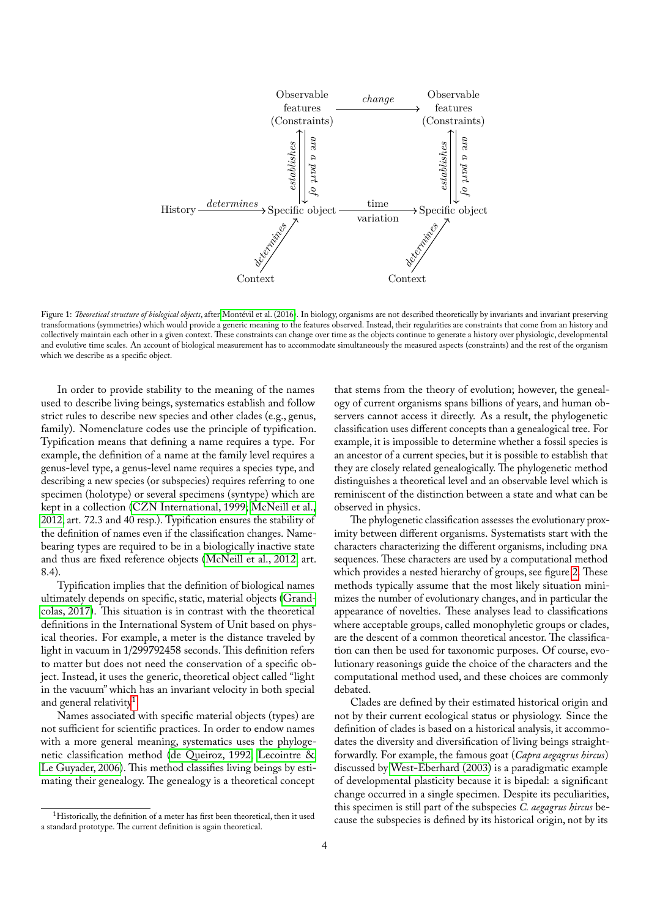Figure 1: *Theoretical structure of biological objects*, after Montévil et al. (2016). In biology, organisms are not described theoretically by invariants and invariant preserving transformations (symmetries) which would provide a generic meaning to the features observed. Instead, their regularities are constraints that come from an history and collectively maintain each other in a given context. These constraints can change over time as the objects continue to generate a history over physiologic, developmental and evolutive time scales. An account of biological measurement has to accommodate simultaneously the measured aspects (constraints) and the rest of the organism which we describe as a specific object.

In order to provide stability to the meaning of the names used to describe living beings, systematics establish and follow strict rules to describe new species and other clades (e.g., genus, family). Nomenclature codes use the principle of typification. Typification means that defining a name requires a type. For example, the definition of a name at the family level requires a genus-level type, a genus-level name requires a species type, and describing a new species (or subspecies) requires referring to one specimen (holotype) or several specimens (syntype) which are kept in a collection (CZN International, 1999; McNeill et al., 2012, art. 72.3 and 40 resp.). Typification ensures the stability of the definition of names even if the classification changes. Name-bearing types are required to be in a biologically inactive state and thus are fixed reference objects (McNeill et al., 2012, art. 8.4).

Typification implies that the definition of biological names ultimately depends on specific, static, material objects (Grandcolas, 2017). This situation is in contrast with the theoretical definitions in the International System of Unit based on physical theories. For example, a meter is the distance traveled by light in vacuum in 1/299792458 seconds. This definition refers to matter but does not need the conservation of a specific object. Instead, it uses the generic, theoretical object called "light in the vacuum" which has an invariant velocity in both special and general relativity[1].

Names associated with specific material objects (types) are not sufficient for scientific practices. In order to endow names with a more general meaning, systematics uses the phylogenetic classification method (de Queiroz, 1992; Lecointre & Le Guyader, 2006). This method classifies living beings by estimating their genealogy. The genealogy is a theoretical concept that stems from the theory of evolution; however, the genealogy of current organisms spans billions of years, and human observers cannot access it directly. As a result, the phylogenetic classification uses different concepts than a genealogical tree. For example, it is impossible to determine whether a fossil species is an ancestor of a current species, but it is possible to establish that they are closely related genealogically. The phylogenetic method distinguishes a theoretical level and an observable level which is reminiscent of the distinction between a state and what can be observed in physics.

The phylogenetic classification assesses the evolutionary proximity between different organisms. Systematists start with the characters characterizing the different organisms, including DNA sequences. These characters are used by a computational method which provides a nested hierarchy of groups, see figure 2. These methods typically assume that the most likely situation minimizes the number of evolutionary changes, and in particular the appearance of novelties. These analyses lead to classifications where acceptable groups, called monophyletic groups or clades, are the descent of a common theoretical ancestor. The classification can then be used for taxonomic purposes. Of course, evolutionary reasonings guide the choice of the characters and the computational method used, and these choices are commonly debated.

Clades are defined by their estimated historical origin and not by their current ecological status or physiology. Since the definition of clades is based on a historical analysis, it accommodates the diversity and diversification of living beings straightforwardly. For example, the famous goat (*Capra aegagrus hircus*) discussed by West-Eberhard (2003) is a paradigmatic example of developmental plasticity because it is bipedal: a significant change occurred in a single specimen. Despite its peculiarities, this specimen is still part of the subspecies *C. aegagrus hircus* because the subspecies is defined by its historical origin, not by its

[1] Historically, the definition of a meter has first been theoretical, then it used a standard prototype. The current definition is again theoretical.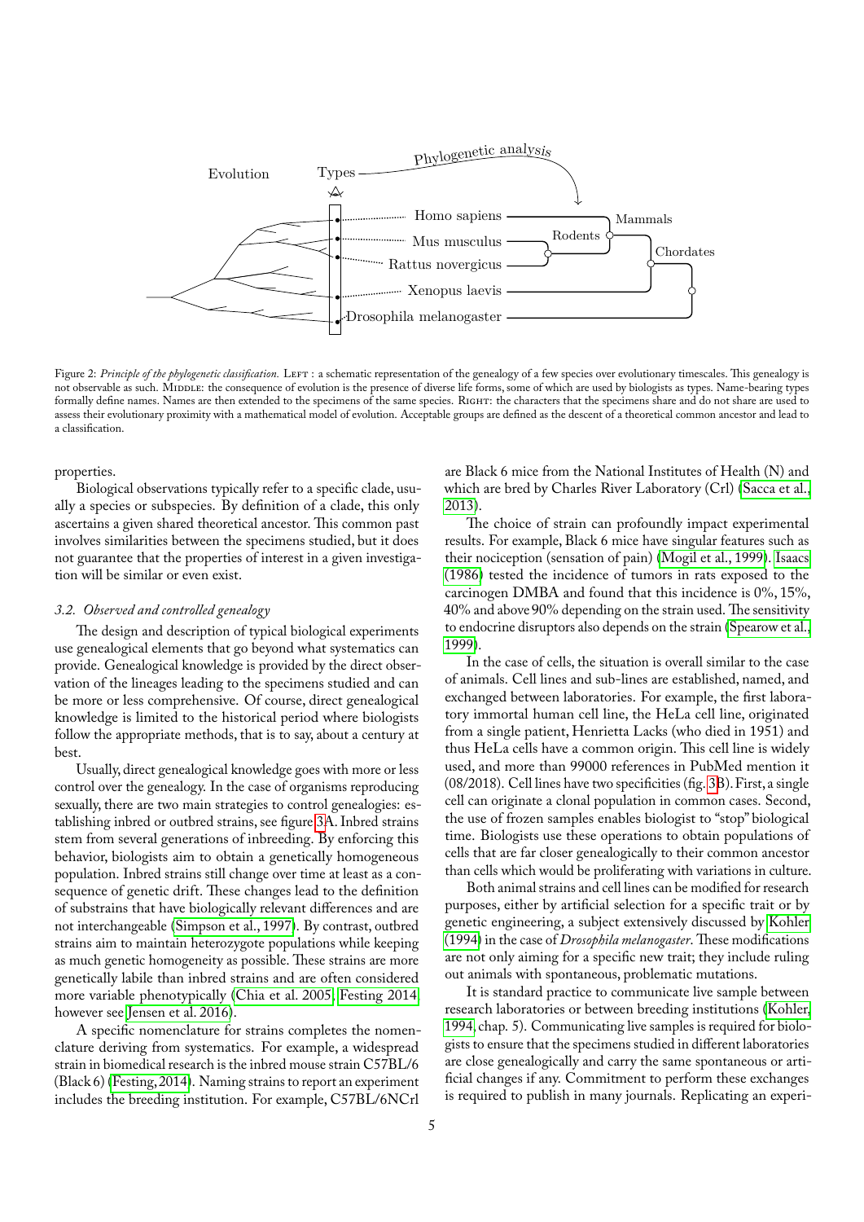Figure 2: *Principle of the phylogenetic classification.* LEFT : a schematic representation of the genealogy of a few species over evolutionary timescales. This genealogy is not observable as such. MIDDLE: the consequence of evolution is the presence of diverse life forms, some of which are used by biologists as types. Name-bearing types formally define names. Names are then extended to the specimens of the same species. RIGHT: the characters that the specimens share and do not share are used to assess their evolutionary proximity with a mathematical model of evolution. Acceptable groups are defined as the descent of a theoretical common ancestor and lead to a classification.

properties.

Biological observations typically refer to a specific clade, usually a species or subspecies. By definition of a clade, this only ascertains a given shared theoretical ancestor. This common past involves similarities between the specimens studied, but it does not guarantee that the properties of interest in a given investigation will be similar or even exist.

### *3.2. Observed and controlled genealogy*

The design and description of typical biological experiments use genealogical elements that go beyond what systematics can provide. Genealogical knowledge is provided by the direct observation of the lineages leading to the specimens studied and can be more or less comprehensive. Of course, direct genealogical knowledge is limited to the historical period where biologists follow the appropriate methods, that is to say, about a century at best.

Usually, direct genealogical knowledge goes with more or less control over the genealogy. In the case of organisms reproducing sexually, there are two main strategies to control genealogies: establishing inbred or outbred strains, see figure 3A. Inbred strains stem from several generations of inbreeding. By enforcing this behavior, biologists aim to obtain a genetically homogeneous population. Inbred strains still change over time at least as a consequence of genetic drift. These changes lead to the definition of substrains that have biologically relevant differences and are not interchangeable (Simpson et al., 1997). By contrast, outbred strains aim to maintain heterozygote populations while keeping as much genetic homogeneity as possible. These strains are more genetically labile than inbred strains and are often considered more variable phenotypically (Chia et al. 2005, Festing 2014 however see Jensen et al. 2016).

A specific nomenclature for strains completes the nomenclature deriving from systematics. For example, a widespread strain in biomedical research is the inbred mouse strain C57BL/6 (Black 6) (Festing, 2014). Naming strains to report an experiment includes the breeding institution. For example, C57BL/6NCrl are Black 6 mice from the National Institutes of Health (N) and which are bred by Charles River Laboratory (Crl) (Sacca et al., 2013).

The choice of strain can profoundly impact experimental results. For example, Black 6 mice have singular features such as their nociception (sensation of pain) (Mogil et al., 1999). Isaacs (1986) tested the incidence of tumors in rats exposed to the carcinogen DMBA and found that this incidence is 0%, 15%, 40% and above 90% depending on the strain used. The sensitivity to endocrine disruptors also depends on the strain (Spearow et al., 1999).

In the case of cells, the situation is overall similar to the case of animals. Cell lines and sub-lines are established, named, and exchanged between laboratories. For example, the first laboratory immortal human cell line, the HeLa cell line, originated from a single patient, Henrietta Lacks (who died in 1951) and thus HeLa cells have a common origin. This cell line is widely used, and more than 99000 references in PubMed mention it (08/2018). Cell lines have two specificities (fig. 3B). First, a single cell can originate a clonal population in common cases. Second, the use of frozen samples enables biologist to "stop" biological time. Biologists use these operations to obtain populations of cells that are far closer genealogically to their common ancestor than cells which would be proliferating with variations in culture.

Both animal strains and cell lines can be modified for research purposes, either by artificial selection for a specific trait or by genetic engineering, a subject extensively discussed by Kohler (1994) in the case of *Drosophila melanogaster*. These modifications are not only aiming for a specific new trait; they include ruling out animals with spontaneous, problematic mutations.

It is standard practice to communicate live sample between research laboratories or between breeding institutions (Kohler, 1994, chap. 5). Communicating live samples is required for biologists to ensure that the specimens studied in different laboratories are close genealogically and carry the same spontaneous or artificial changes if any. Commitment to perform these exchanges is required to publish in many journals. Replicating an experi-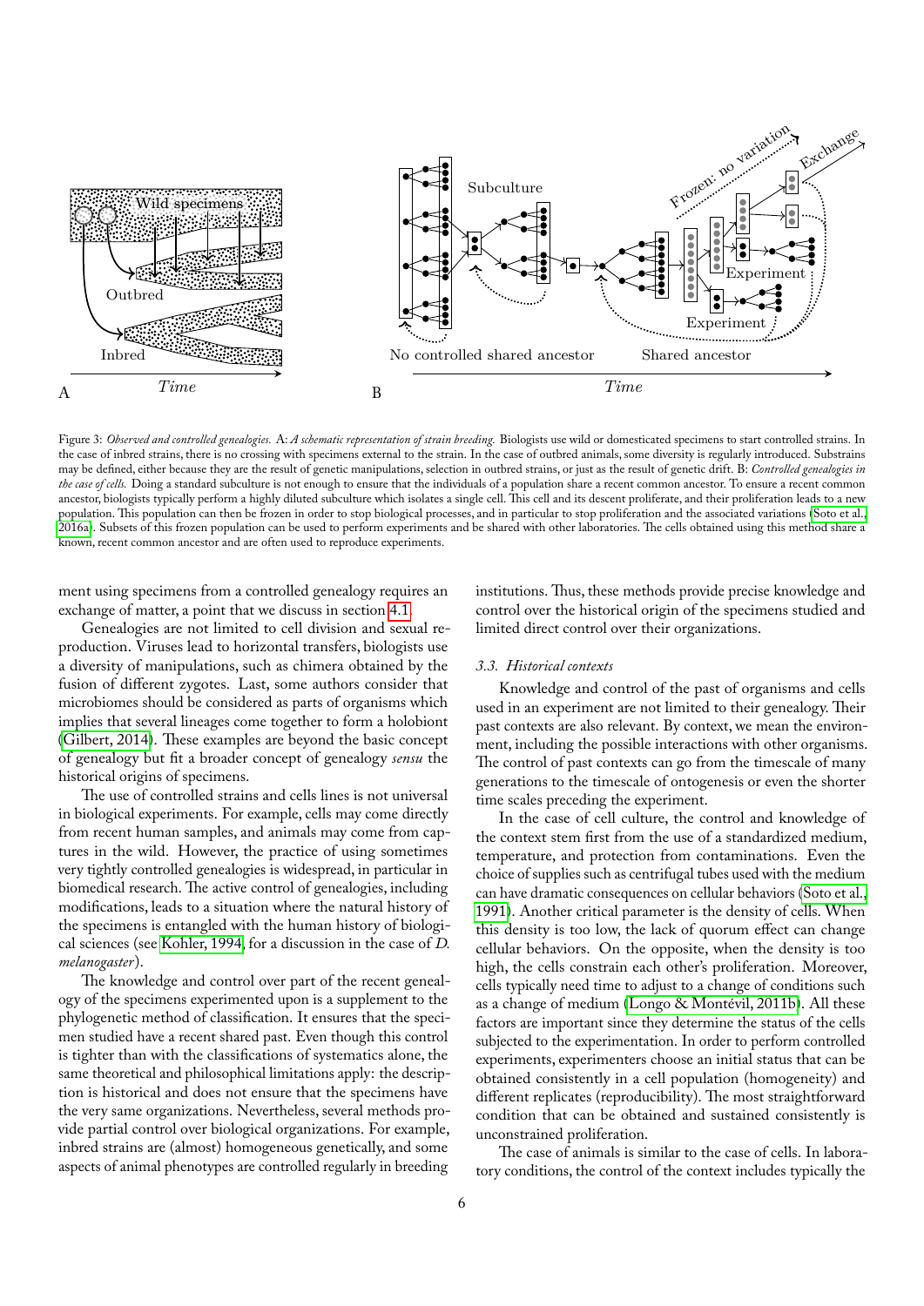Figure 3: *Observed and controlled genealogies.* A: *A schematic representation of strain breeding.* Biologists use wild or domesticated specimens to start controlled strains. In the case of inbred strains, there is no crossing with specimens external to the strain. In the case of outbred animals, some diversity is regularly introduced. Substrains may be defined, either because they are the result of genetic manipulations, selection in outbred strains, or just as the result of genetic drift. B: *Controlled genealogies in the case of cells.* Doing a standard subculture is not enough to ensure that the individuals of a population share a recent common ancestor. To ensure a recent common ancestor, biologists typically perform a highly diluted subculture which isolates a single cell. This cell and its descent proliferate, and their proliferation leads to a new population. This population can then be frozen in order to stop biological processes, and in particular to stop proliferation and the associated variations (Soto et al., 2016a). Subsets of this frozen population can be used to perform experiments and be shared with other laboratories. The cells obtained using this method share a known, recent common ancestor and are often used to reproduce experiments.

ment using specimens from a controlled genealogy requires an exchange of matter, a point that we discuss in section 4.1.

Genealogies are not limited to cell division and sexual reproduction. Viruses lead to horizontal transfers, biologists use a diversity of manipulations, such as chimera obtained by the fusion of different zygotes. Last, some authors consider that microbiomes should be considered as parts of organisms which implies that several lineages come together to form a holobiont (Gilbert, 2014). These examples are beyond the basic concept of genealogy but fit a broader concept of genealogy *sensu* the historical origins of specimens.

The use of controlled strains and cells lines is not universal in biological experiments. For example, cells may come directly from recent human samples, and animals may come from captures in the wild. However, the practice of using sometimes very tightly controlled genealogies is widespread, in particular in biomedical research. The active control of genealogies, including modifications, leads to a situation where the natural history of the specimens is entangled with the human history of biological sciences (see Kohler, 1994, for a discussion in the case of *D. melanogaster*).

The knowledge and control over part of the recent genealogy of the specimens experimented upon is a supplement to the phylogenetic method of classification. It ensures that the specimen studied have a recent shared past. Even though this control is tighter than with the classifications of systematics alone, the same theoretical and philosophical limitations apply: the description is historical and does not ensure that the specimens have the very same organizations. Nevertheless, several methods provide partial control over biological organizations. For example, inbred strains are (almost) homogeneous genetically, and some aspects of animal phenotypes are controlled regularly in breeding institutions. Thus, these methods provide precise knowledge and control over the historical origin of the specimens studied and limited direct control over their organizations.

### *3.3. Historical contexts*

Knowledge and control of the past of organisms and cells used in an experiment are not limited to their genealogy. Their past contexts are also relevant. By context, we mean the environment, including the possible interactions with other organisms. The control of past contexts can go from the timescale of many generations to the timescale of ontogenesis or even the shorter time scales preceding the experiment.

In the case of cell culture, the control and knowledge of the context stem first from the use of a standardized medium, temperature, and protection from contaminations. Even the choice of supplies such as centrifugal tubes used with the medium can have dramatic consequences on cellular behaviors (Soto et al., 1991). Another critical parameter is the density of cells. When this density is too low, the lack of quorum effect can change cellular behaviors. On the opposite, when the density is too high, the cells constrain each other's proliferation. Moreover, cells typically need time to adjust to a change of conditions such as a change of medium (Longo & Montévil, 2011b). All these factors are important since they determine the status of the cells subjected to the experimentation. In order to perform controlled experiments, experimenters choose an initial status that can be obtained consistently in a cell population (homogeneity) and different replicates (reproducibility). The most straightforward condition that can be obtained and sustained consistently is unconstrained proliferation.

The case of animals is similar to the case of cells. In laboratory conditions, the control of the context includes typically the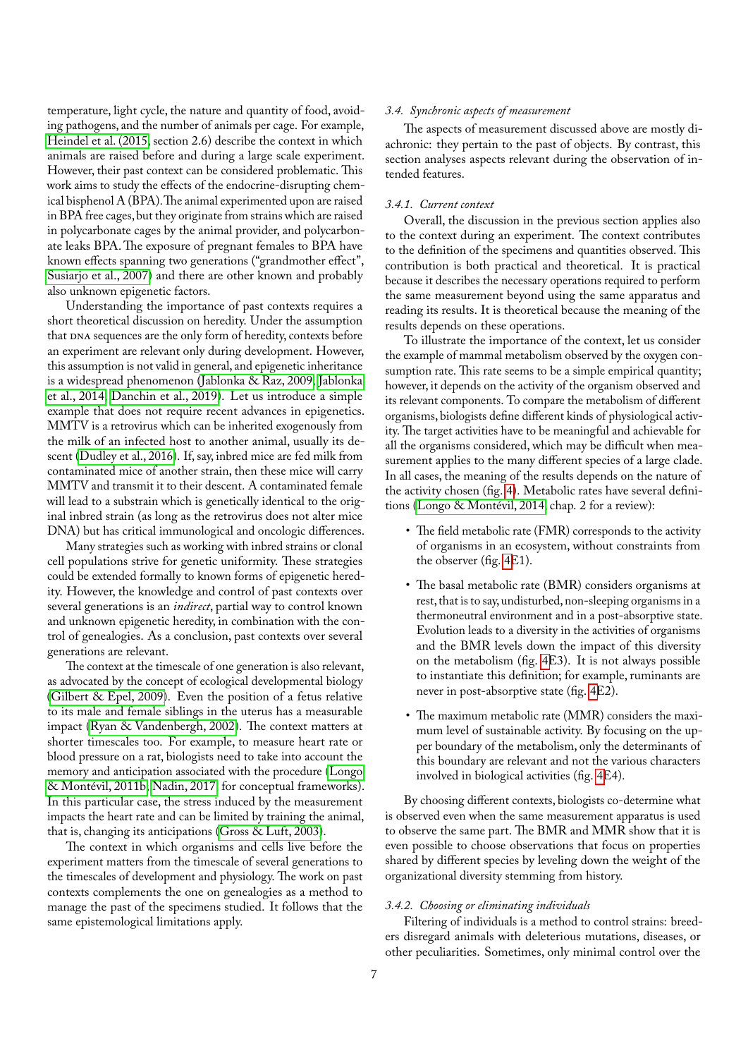temperature, light cycle, the nature and quantity of food, avoiding pathogens, and the number of animals per cage. For example, Heindel et al. (2015, section 2.6) describe the context in which animals are raised before and during a large scale experiment. However, their past context can be considered problematic. This work aims to study the effects of the endocrine-disrupting chemical bisphenol A (BPA). The animal experimented upon are raised in BPA free cages, but they originate from strains which are raised in polycarbonate cages by the animal provider, and polycarbonate leaks BPA. The exposure of pregnant females to BPA have known effects spanning two generations ("grandmother effect", Susiarjo et al., 2007) and there are other known and probably also unknown epigenetic factors.

Understanding the importance of past contexts requires a short theoretical discussion on heredity. Under the assumption that DNA sequences are the only form of heredity, contexts before an experiment are relevant only during development. However, this assumption is not valid in general, and epigenetic inheritance is a widespread phenomenon (Jablonka & Raz, 2009; Jablonka et al., 2014; Danchin et al., 2019). Let us introduce a simple example that does not require recent advances in epigenetics. MMTV is a retrovirus which can be inherited exogenously from the milk of an infected host to another animal, usually its descent (Dudley et al., 2016). If, say, inbred mice are fed milk from contaminated mice of another strain, then these mice will carry MMTV and transmit it to their descent. A contaminated female will lead to a substrain which is genetically identical to the original inbred strain (as long as the retrovirus does not alter mice DNA) but has critical immunological and oncologic differences.

Many strategies such as working with inbred strains or clonal cell populations strive for genetic uniformity. These strategies could be extended formally to known forms of epigenetic heredity. However, the knowledge and control of past contexts over several generations is an *indirect*, partial way to control known and unknown epigenetic heredity, in combination with the control of genealogies. As a conclusion, past contexts over several generations are relevant.

The context at the timescale of one generation is also relevant, as advocated by the concept of ecological developmental biology (Gilbert & Epel, 2009). Even the position of a fetus relative to its male and female siblings in the uterus has a measurable impact (Ryan & Vandenbergh, 2002). The context matters at shorter timescales too. For example, to measure heart rate or blood pressure on a rat, biologists need to take into account the memory and anticipation associated with the procedure (Longo & Montévil, 2011b; Nadin, 2017, for conceptual frameworks). In this particular case, the stress induced by the measurement impacts the heart rate and can be limited by training the animal, that is, changing its anticipations (Gross & Luft, 2003).

The context in which organisms and cells live before the experiment matters from the timescale of several generations to the timescales of development and physiology. The work on past contexts complements the one on genealogies as a method to manage the past of the specimens studied. It follows that the same epistemological limitations apply.

### *3.4. Synchronic aspects of measurement*

The aspects of measurement discussed above are mostly diachronic: they pertain to the past of objects. By contrast, this section analyses aspects relevant during the observation of intended features.

#### *3.4.1. Current context*

Overall, the discussion in the previous section applies also to the context during an experiment. The context contributes to the definition of the specimens and quantities observed. This contribution is both practical and theoretical. It is practical because it describes the necessary operations required to perform the same measurement beyond using the same apparatus and reading its results. It is theoretical because the meaning of the results depends on these operations.

To illustrate the importance of the context, let us consider the example of mammal metabolism observed by the oxygen consumption rate. This rate seems to be a simple empirical quantity; however, it depends on the activity of the organism observed and its relevant components. To compare the metabolism of different organisms, biologists define different kinds of physiological activity. The target activities have to be meaningful and achievable for all the organisms considered, which may be difficult when measurement applies to the many different species of a large clade. In all cases, the meaning of the results depends on the nature of the activity chosen (fig. 4). Metabolic rates have several definitions (Longo & Montévil, 2014, chap. 2 for a review):

- The field metabolic rate (FMR) corresponds to the activity of organisms in an ecosystem, without constraints from the observer (fig. 4E1).
- The basal metabolic rate (BMR) considers organisms at rest, that is to say, undisturbed, non-sleeping organisms in a thermoneutral environment and in a post-absorptive state. Evolution leads to a diversity in the activities of organisms and the BMR levels down the impact of this diversity on the metabolism (fig. 4E3). It is not always possible to instantiate this definition; for example, ruminants are never in post-absorptive state (fig. 4E2).
- The maximum metabolic rate (MMR) considers the maximum level of sustainable activity. By focusing on the upper boundary of the metabolism, only the determinants of this boundary are relevant and not the various characters involved in biological activities (fig. 4E4).

By choosing different contexts, biologists co-determine what is observed even when the same measurement apparatus is used to observe the same part. The BMR and MMR show that it is even possible to choose observations that focus on properties shared by different species by leveling down the weight of the organizational diversity stemming from history.

#### *3.4.2. Choosing or eliminating individuals*

Filtering of individuals is a method to control strains: breeders disregard animals with deleterious mutations, diseases, or other peculiarities. Sometimes, only minimal control over the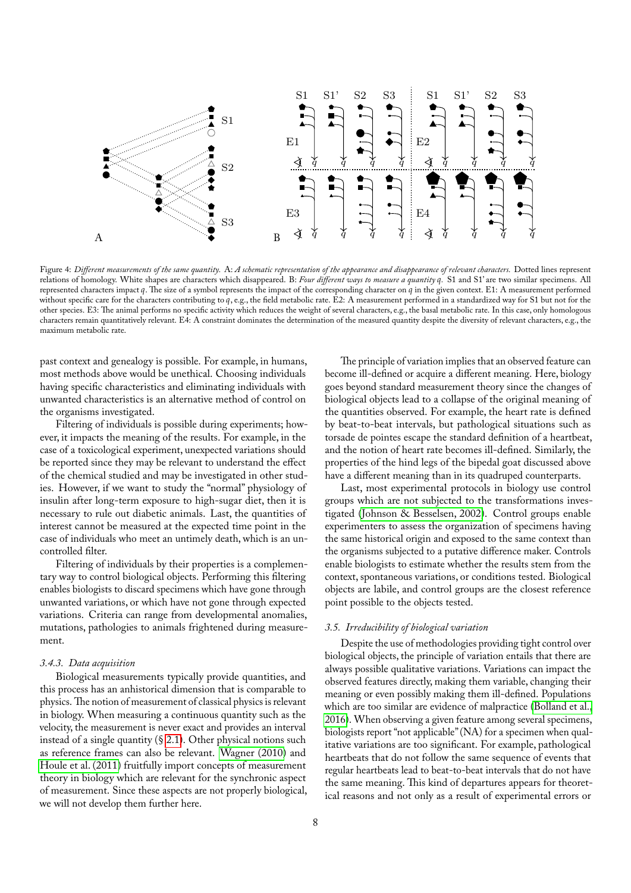Figure 4: *Different measurements of the same quantity.* A: *A schematic representation of the appearance and disappearance of relevant characters.* Dotted lines represent relations of homology. White shapes are characters which disappeared. B: *Four different ways to measure a quantity q.* S1 and S1' are two similar specimens. All represented characters impact $q$. The size of a symbol represents the impact of the corresponding character on $q$ in the given context. E1: A measurement performed without specific care for the characters contributing to $q$, e.g., the field metabolic rate. E2: A measurement performed in a standardized way for S1 but not for the other species. E3: The animal performs no specific activity which reduces the weight of several characters, e.g., the basal metabolic rate. In this case, only homologous characters remain quantitatively relevant. E4: A constraint dominates the determination of the measured quantity despite the diversity of relevant characters, e.g., the maximum metabolic rate.

past context and genealogy is possible. For example, in humans, most methods above would be unethical. Choosing individuals having specific characteristics and eliminating individuals with unwanted characteristics is an alternative method of control on the organisms investigated.

Filtering of individuals is possible during experiments; however, it impacts the meaning of the results. For example, in the case of a toxicological experiment, unexpected variations should be reported since they may be relevant to understand the effect of the chemical studied and may be investigated in other studies. However, if we want to study the "normal" physiology of insulin after long-term exposure to high-sugar diet, then it is necessary to rule out diabetic animals. Last, the quantities of interest cannot be measured at the expected time point in the case of individuals who meet an untimely death, which is an uncontrolled filter.

Filtering of individuals by their properties is a complementary way to control biological objects. Performing this filtering enables biologists to discard specimens which have gone through unwanted variations, or which have not gone through expected variations. Criteria can range from developmental anomalies, mutations, pathologies to animals frightened during measurement.

#### *3.4.3. Data acquisition*

Biological measurements typically provide quantities, and this process has an anhistorical dimension that is comparable to physics. The notion of measurement of classical physics is relevant in biology. When measuring a continuous quantity such as the velocity, the measurement is never exact and provides an interval instead of a single quantity (§ 2.1). Other physical notions such as reference frames can also be relevant. Wagner (2010) and Houle et al. (2011) fruitfully import concepts of measurement theory in biology which are relevant for the synchronic aspect of measurement. Since these aspects are not properly biological, we will not develop them further here.

The principle of variation implies that an observed feature can become ill-defined or acquire a different meaning. Here, biology goes beyond standard measurement theory since the changes of biological objects lead to a collapse of the original meaning of the quantities observed. For example, the heart rate is defined by beat-to-beat intervals, but pathological situations such as torsade de pointes escape the standard definition of a heartbeat, and the notion of heart rate becomes ill-defined. Similarly, the properties of the hind legs of the bipedal goat discussed above have a different meaning than in its quadruped counterparts.

Last, most experimental protocols in biology use control groups which are not subjected to the transformations investigated (Johnson & Besselsen, 2002). Control groups enable experimenters to assess the organization of specimens having the same historical origin and exposed to the same context than the organisms subjected to a putative difference maker. Controls enable biologists to estimate whether the results stem from the context, spontaneous variations, or conditions tested. Biological objects are labile, and control groups are the closest reference point possible to the objects tested.

### *3.5. Irreducibility of biological variation*

Despite the use of methodologies providing tight control over biological objects, the principle of variation entails that there are always possible qualitative variations. Variations can impact the observed features directly, making them variable, changing their meaning or even possibly making them ill-defined. Populations which are too similar are evidence of malpractice (Bolland et al., 2016). When observing a given feature among several specimens, biologists report "not applicable" (NA) for a specimen when qualitative variations are too significant. For example, pathological heartbeats that do not follow the same sequence of events that regular heartbeats lead to beat-to-beat intervals that do not have the same meaning. This kind of departures appears for theoretical reasons and not only as a result of experimental errors or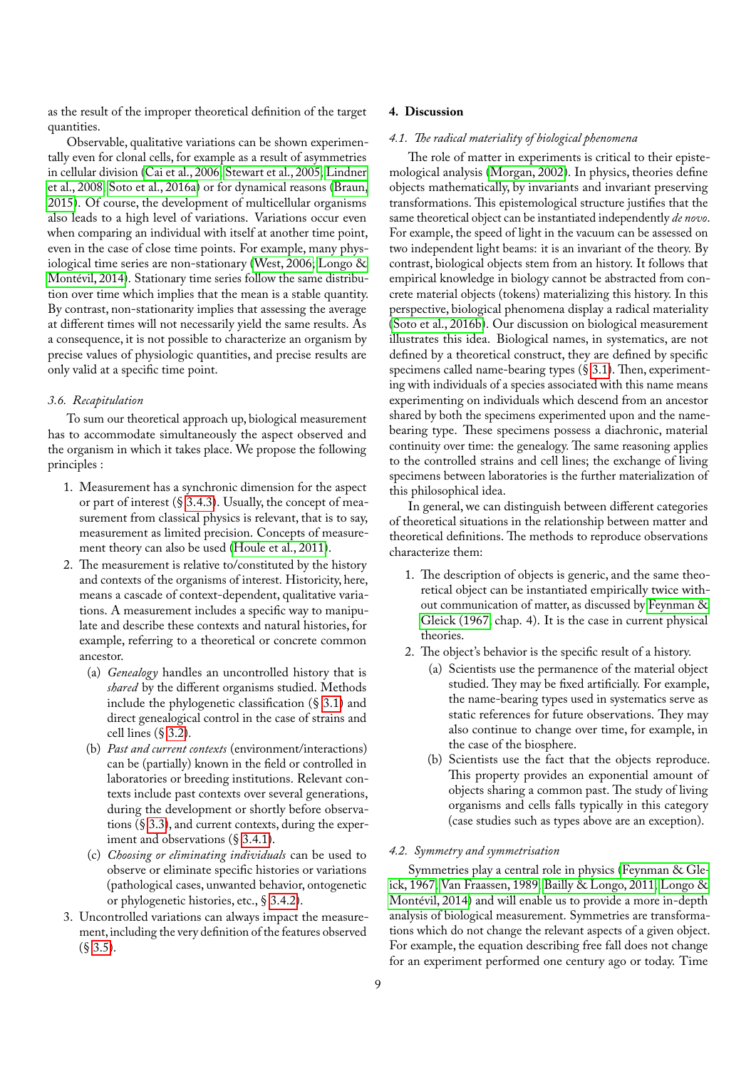as the result of the improper theoretical definition of the target quantities.

Observable, qualitative variations can be shown experimentally even for clonal cells, for example as a result of asymmetries in cellular division (Cai et al., 2006; Stewart et al., 2005; Lindner et al., 2008; Soto et al., 2016a) or for dynamical reasons (Braun, 2015). Of course, the development of multicellular organisms also leads to a high level of variations. Variations occur even when comparing an individual with itself at another time point, even in the case of close time points. For example, many physiological time series are non-stationary (West, 2006; Longo & Montévil, 2014). Stationary time series follow the same distribution over time which implies that the mean is a stable quantity. By contrast, non-stationarity implies that assessing the average at different times will not necessarily yield the same results. As a consequence, it is not possible to characterize an organism by precise values of physiologic quantities, and precise results are only valid at a specific time point.

### 3.6. Recapitulation

To sum our theoretical approach up, biological measurement has to accommodate simultaneously the aspect observed and the organism in which it takes place. We propose the following principles :

1. Measurement has a synchronic dimension for the aspect or part of interest (§ 3.4.3). Usually, the concept of measurement from classical physics is relevant, that is to say, measurement as limited precision. Concepts of measurement theory can also be used (Houle et al., 2011).
2. The measurement is relative to/constituted by the history and contexts of the organisms of interest. Historicity, here, means a cascade of context-dependent, qualitative variations. A measurement includes a specific way to manipulate and describe these contexts and natural histories, for example, referring to a theoretical or concrete common ancestor.
   (a) *Genealogy* handles an uncontrolled history that is *shared* by the different organisms studied. Methods include the phylogenetic classification (§ 3.1) and direct genealogical control in the case of strains and cell lines (§ 3.2).
   (b) *Past and current contexts* (environment/interactions) can be (partially) known in the field or controlled in laboratories or breeding institutions. Relevant contexts include past contexts over several generations, during the development or shortly before observations (§ 3.3), and current contexts, during the experiment and observations (§ 3.4.1).
   (c) *Choosing or eliminating individuals* can be used to observe or eliminate specific histories or variations (pathological cases, unwanted behavior, ontogenetic or phylogenetic histories, etc., § 3.4.2).
3. Uncontrolled variations can always impact the measurement, including the very definition of the features observed (§ 3.5).

## 4. Discussion

### 4.1. The radical materiality of biological phenomena

The role of matter in experiments is critical to their epistemological analysis (Morgan, 2002). In physics, theories define objects mathematically, by invariants and invariant preserving transformations. This epistemological structure justifies that the same theoretical object can be instantiated independently *de novo*. For example, the speed of light in the vacuum can be assessed on two independent light beams: it is an invariant of the theory. By contrast, biological objects stem from an history. It follows that empirical knowledge in biology cannot be abstracted from concrete material objects (tokens) materializing this history. In this perspective, biological phenomena display a radical materiality (Soto et al., 2016b). Our discussion on biological measurement illustrates this idea. Biological names, in systematics, are not defined by a theoretical construct, they are defined by specific specimens called name-bearing types (§ 3.1). Then, experimenting with individuals of a species associated with this name means experimenting on individuals which descend from an ancestor shared by both the specimens experimented upon and the name-bearing type. These specimens possess a diachronic, material continuity over time: the genealogy. The same reasoning applies to the controlled strains and cell lines; the exchange of living specimens between laboratories is the further materialization of this philosophical idea.

In general, we can distinguish between different categories of theoretical situations in the relationship between matter and theoretical definitions. The methods to reproduce observations characterize them:

1. The description of objects is generic, and the same theoretical object can be instantiated empirically twice without communication of matter, as discussed by Feynman & Gleick (1967, chap. 4). It is the case in current physical theories.
2. The object's behavior is the specific result of a history.
   (a) Scientists use the permanence of the material object studied. They may be fixed artificially. For example, the name-bearing types used in systematics serve as static references for future observations. They may also continue to change over time, for example, in the case of the biosphere.
   (b) Scientists use the fact that the objects reproduce. This property provides an exponential amount of objects sharing a common past. The study of living organisms and cells falls typically in this category (case studies such as types above are an exception).

### 4.2. Symmetry and symmetrisation

Symmetries play a central role in physics (Feynman & Gleick, 1967; Van Fraassen, 1989; Bailly & Longo, 2011; Longo & Montévil, 2014) and will enable us to provide a more in-depth analysis of biological measurement. Symmetries are transformations which do not change the relevant aspects of a given object. For example, the equation describing free fall does not change for an experiment performed one century ago or today. Time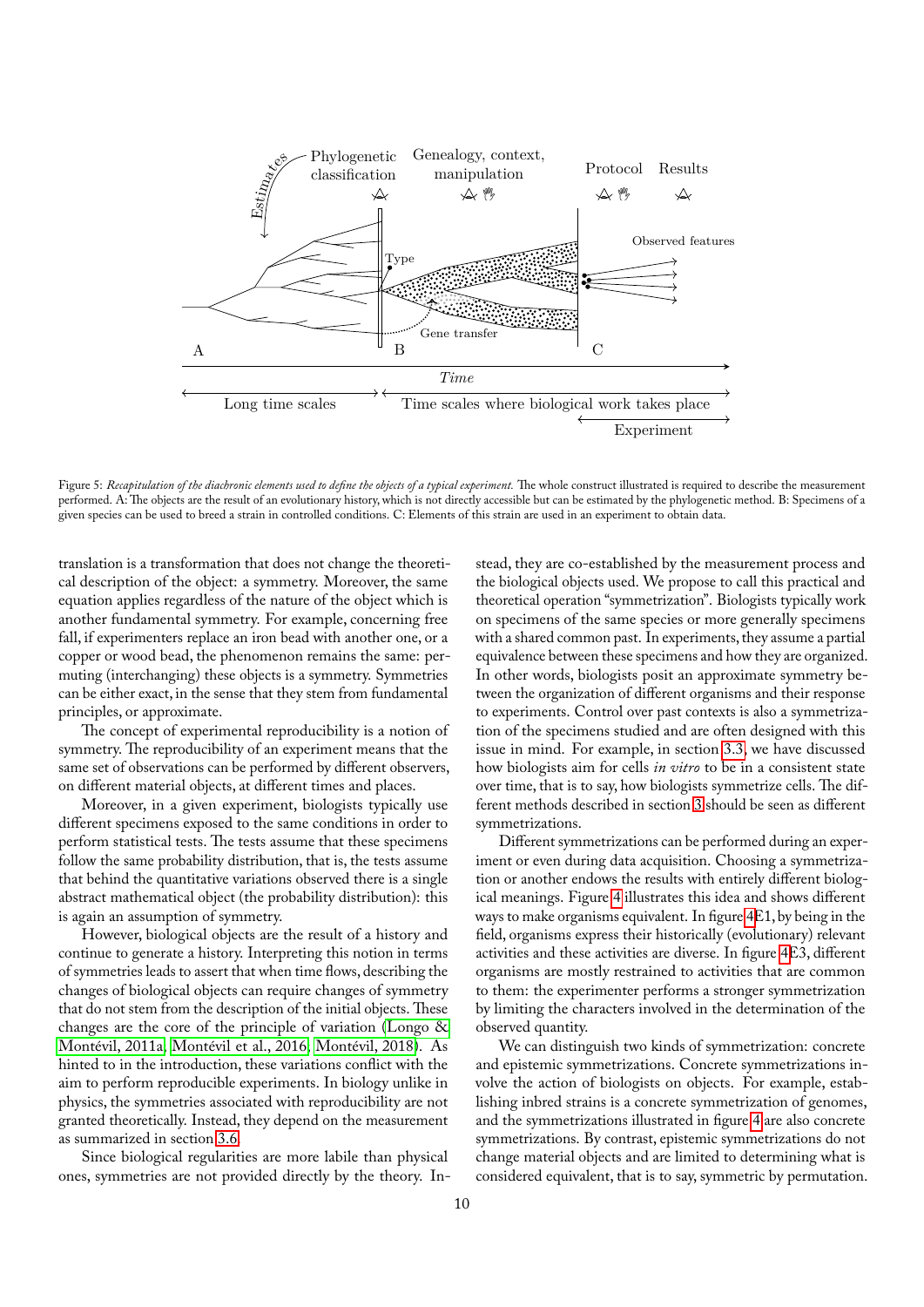Figure 5: *Recapitulation of the diachronic elements used to define the objects of a typical experiment.* The whole construct illustrated is required to describe the measurement performed. A: The objects are the result of an evolutionary history, which is not directly accessible but can be estimated by the phylogenetic method. B: Specimens of a given species can be used to breed a strain in controlled conditions. C: Elements of this strain are used in an experiment to obtain data.

translation is a transformation that does not change the theoretical description of the object: a symmetry. Moreover, the same equation applies regardless of the nature of the object which is another fundamental symmetry. For example, concerning free fall, if experimenters replace an iron bead with another one, or a copper or wood bead, the phenomenon remains the same: permuting (interchanging) these objects is a symmetry. Symmetries can be either exact, in the sense that they stem from fundamental principles, or approximate.

The concept of experimental reproducibility is a notion of symmetry. The reproducibility of an experiment means that the same set of observations can be performed by different observers, on different material objects, at different times and places.

Moreover, in a given experiment, biologists typically use different specimens exposed to the same conditions in order to perform statistical tests. The tests assume that these specimens follow the same probability distribution, that is, the tests assume that behind the quantitative variations observed there is a single abstract mathematical object (the probability distribution): this is again an assumption of symmetry.

However, biological objects are the result of a history and continue to generate a history. Interpreting this notion in terms of symmetries leads to assert that when time flows, describing the changes of biological objects can require changes of symmetry that do not stem from the description of the initial objects. These changes are the core of the principle of variation (Longo & Montévil, 2011a; Montévil et al., 2016; Montévil, 2018). As hinted to in the introduction, these variations conflict with the aim to perform reproducible experiments. In biology unlike in physics, the symmetries associated with reproducibility are not granted theoretically. Instead, they depend on the measurement as summarized in section 3.6.

Since biological regularities are more labile than physical ones, symmetries are not provided directly by the theory. Instead, they are co-established by the measurement process and the biological objects used. We propose to call this practical and theoretical operation "symmetrization". Biologists typically work on specimens of the same species or more generally specimens with a shared common past. In experiments, they assume a partial equivalence between these specimens and how they are organized. In other words, biologists posit an approximate symmetry between the organization of different organisms and their response to experiments. Control over past contexts is also a symmetrization of the specimens studied and are often designed with this issue in mind. For example, in section 3.3, we have discussed how biologists aim for cells *in vitro* to be in a consistent state over time, that is to say, how biologists symmetrize cells. The different methods described in section 3 should be seen as different symmetrizations.

Different symmetrizations can be performed during an experiment or even during data acquisition. Choosing a symmetrization or another endows the results with entirely different biological meanings. Figure 4 illustrates this idea and shows different ways to make organisms equivalent. In figure 4E1, by being in the field, organisms express their historically (evolutionary) relevant activities and these activities are diverse. In figure 4E3, different organisms are mostly restrained to activities that are common to them: the experimenter performs a stronger symmetrization by limiting the characters involved in the determination of the observed quantity.

We can distinguish two kinds of symmetrization: concrete and epistemic symmetrizations. Concrete symmetrizations involve the action of biologists on objects. For example, establishing inbred strains is a concrete symmetrization of genomes, and the symmetrizations illustrated in figure 4 are also concrete symmetrizations. By contrast, epistemic symmetrizations do not change material objects and are limited to determining what is considered equivalent, that is to say, symmetric by permutation.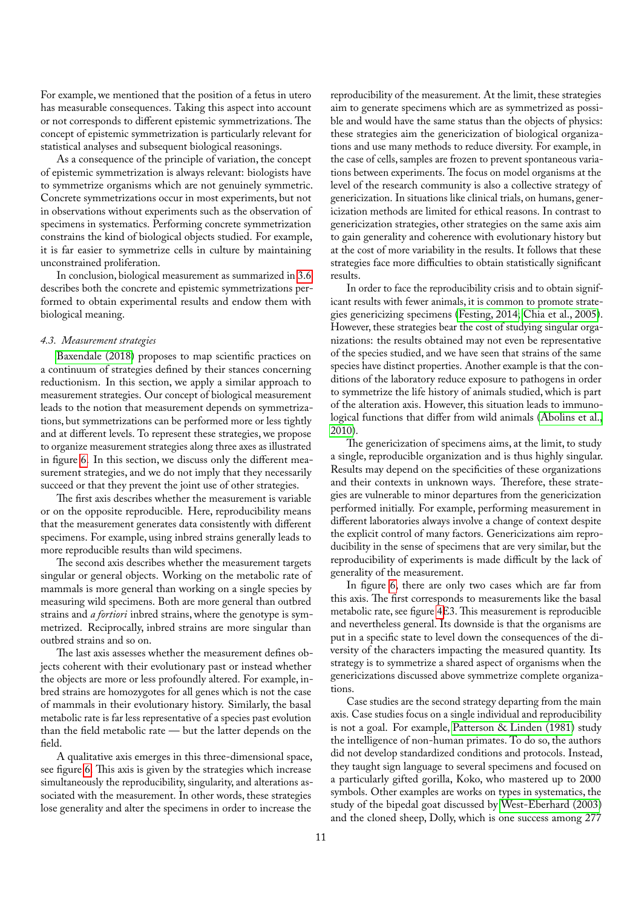For example, we mentioned that the position of a fetus in utero has measurable consequences. Taking this aspect into account or not corresponds to different epistemic symmetrizations. The concept of epistemic symmetrization is particularly relevant for statistical analyses and subsequent biological reasonings.

As a consequence of the principle of variation, the concept of epistemic symmetrization is always relevant: biologists have to symmetrize organisms which are not genuinely symmetric. Concrete symmetrizations occur in most experiments, but not in observations without experiments such as the observation of specimens in systematics. Performing concrete symmetrization constrains the kind of biological objects studied. For example, it is far easier to symmetrize cells in culture by maintaining unconstrained proliferation.

In conclusion, biological measurement as summarized in 3.6 describes both the concrete and epistemic symmetrizations performed to obtain experimental results and endow them with biological meaning.

### *4.3. Measurement strategies*

Baxendale (2018) proposes to map scientific practices on a continuum of strategies defined by their stances concerning reductionism. In this section, we apply a similar approach to measurement strategies. Our concept of biological measurement leads to the notion that measurement depends on symmetrizations, but symmetrizations can be performed more or less tightly and at different levels. To represent these strategies, we propose to organize measurement strategies along three axes as illustrated in figure 6. In this section, we discuss only the different measurement strategies, and we do not imply that they necessarily succeed or that they prevent the joint use of other strategies.

The first axis describes whether the measurement is variable or on the opposite reproducible. Here, reproducibility means that the measurement generates data consistently with different specimens. For example, using inbred strains generally leads to more reproducible results than wild specimens.

The second axis describes whether the measurement targets singular or general objects. Working on the metabolic rate of mammals is more general than working on a single species by measuring wild specimens. Both are more general than outbred strains and *a fortiori* inbred strains, where the genotype is symmetrized. Reciprocally, inbred strains are more singular than outbred strains and so on.

The last axis assesses whether the measurement defines objects coherent with their evolutionary past or instead whether the objects are more or less profoundly altered. For example, inbred strains are homozygotes for all genes which is not the case of mammals in their evolutionary history. Similarly, the basal metabolic rate is far less representative of a species past evolution than the field metabolic rate — but the latter depends on the field.

A qualitative axis emerges in this three-dimensional space, see figure 6. This axis is given by the strategies which increase simultaneously the reproducibility, singularity, and alterations associated with the measurement. In other words, these strategies lose generality and alter the specimens in order to increase the reproducibility of the measurement. At the limit, these strategies aim to generate specimens which are as symmetrized as possible and would have the same status than the objects of physics: these strategies aim the genericization of biological organizations and use many methods to reduce diversity. For example, in the case of cells, samples are frozen to prevent spontaneous variations between experiments. The focus on model organisms at the level of the research community is also a collective strategy of genericization. In situations like clinical trials, on humans, genericization methods are limited for ethical reasons. In contrast to genericization strategies, other strategies on the same axis aim to gain generality and coherence with evolutionary history but at the cost of more variability in the results. It follows that these strategies face more difficulties to obtain statistically significant results.

In order to face the reproducibility crisis and to obtain significant results with fewer animals, it is common to promote strategies genericizing specimens (Festing, 2014; Chia et al., 2005). However, these strategies bear the cost of studying singular organizations: the results obtained may not even be representative of the species studied, and we have seen that strains of the same species have distinct properties. Another example is that the conditions of the laboratory reduce exposure to pathogens in order to symmetrize the life history of animals studied, which is part of the alteration axis. However, this situation leads to immunological functions that differ from wild animals (Abolins et al., 2010).

The genericization of specimens aims, at the limit, to study a single, reproducible organization and is thus highly singular. Results may depend on the specificities of these organizations and their contexts in unknown ways. Therefore, these strategies are vulnerable to minor departures from the genericization performed initially. For example, performing measurement in different laboratories always involve a change of context despite the explicit control of many factors. Genericizations aim reproducibility in the sense of specimens that are very similar, but the reproducibility of experiments is made difficult by the lack of generality of the measurement.

In figure 6, there are only two cases which are far from this axis. The first corresponds to measurements like the basal metabolic rate, see figure 4E3. This measurement is reproducible and nevertheless general. Its downside is that the organisms are put in a specific state to level down the consequences of the diversity of the characters impacting the measured quantity. Its strategy is to symmetrize a shared aspect of organisms when the genericizations discussed above symmetrize complete organizations.

Case studies are the second strategy departing from the main axis. Case studies focus on a single individual and reproducibility is not a goal. For example, Patterson & Linden (1981) study the intelligence of non-human primates. To do so, the authors did not develop standardized conditions and protocols. Instead, they taught sign language to several specimens and focused on a particularly gifted gorilla, Koko, who mastered up to 2000 symbols. Other examples are works on types in systematics, the study of the bipedal goat discussed by West-Eberhard (2003) and the cloned sheep, Dolly, which is one success among 277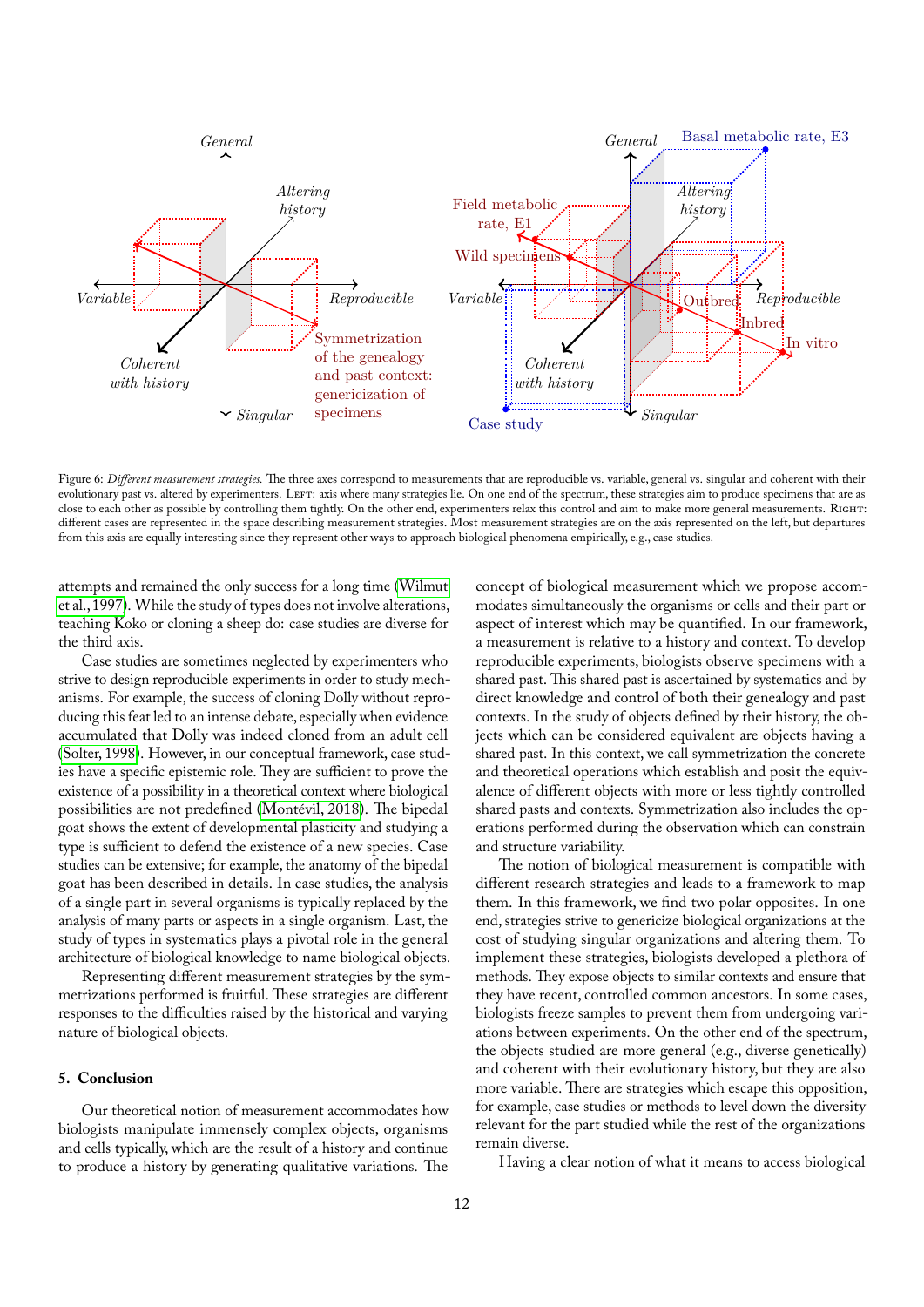Figure 6: *Different measurement strategies.* The three axes correspond to measurements that are reproducible vs. variable, general vs. singular and coherent with their evolutionary past vs. altered by experimenters. LEFT: axis where many strategies lie. On one end of the spectrum, these strategies aim to produce specimens that are as close to each other as possible by controlling them tightly. On the other end, experimenters relax this control and aim to make more general measurements. RIGHT: different cases are represented in the space describing measurement strategies. Most measurement strategies are on the axis represented on the left, but departures from this axis are equally interesting since they represent other ways to approach biological phenomena empirically, e.g., case studies.

attempts and remained the only success for a long time (Wilmut et al., 1997). While the study of types does not involve alterations, teaching Koko or cloning a sheep do: case studies are diverse for the third axis.

Case studies are sometimes neglected by experimenters who strive to design reproducible experiments in order to study mechanisms. For example, the success of cloning Dolly without reproducing this feat led to an intense debate, especially when evidence accumulated that Dolly was indeed cloned from an adult cell (Solter, 1998). However, in our conceptual framework, case studies have a specific epistemic role. They are sufficient to prove the existence of a possibility in a theoretical context where biological possibilities are not predefined (Montévil, 2018). The bipedal goat shows the extent of developmental plasticity and studying a type is sufficient to defend the existence of a new species. Case studies can be extensive; for example, the anatomy of the bipedal goat has been described in details. In case studies, the analysis of a single part in several organisms is typically replaced by the analysis of many parts or aspects in a single organism. Last, the study of types in systematics plays a pivotal role in the general architecture of biological knowledge to name biological objects.

Representing different measurement strategies by the symmetrizations performed is fruitful. These strategies are different responses to the difficulties raised by the historical and varying nature of biological objects.

## 5. Conclusion

Our theoretical notion of measurement accommodates how biologists manipulate immensely complex objects, organisms and cells typically, which are the result of a history and continue to produce a history by generating qualitative variations. The concept of biological measurement which we propose accommodates simultaneously the organisms or cells and their part or aspect of interest which may be quantified. In our framework, a measurement is relative to a history and context. To develop reproducible experiments, biologists observe specimens with a shared past. This shared past is ascertained by systematics and by direct knowledge and control of both their genealogy and past contexts. In the study of objects defined by their history, the objects which can be considered equivalent are objects having a shared past. In this context, we call symmetrization the concrete and theoretical operations which establish and posit the equivalence of different objects with more or less tightly controlled shared pasts and contexts. Symmetrization also includes the operations performed during the observation which can constrain and structure variability.

The notion of biological measurement is compatible with different research strategies and leads to a framework to map them. In this framework, we find two polar opposites. In one end, strategies strive to genericize biological organizations at the cost of studying singular organizations and altering them. To implement these strategies, biologists developed a plethora of methods. They expose objects to similar contexts and ensure that they have recent, controlled common ancestors. In some cases, biologists freeze samples to prevent them from undergoing variations between experiments. On the other end of the spectrum, the objects studied are more general (e.g., diverse genetically) and coherent with their evolutionary history, but they are also more variable. There are strategies which escape this opposition, for example, case studies or methods to level down the diversity relevant for the part studied while the rest of the organizations remain diverse.

Having a clear notion of what it means to access biological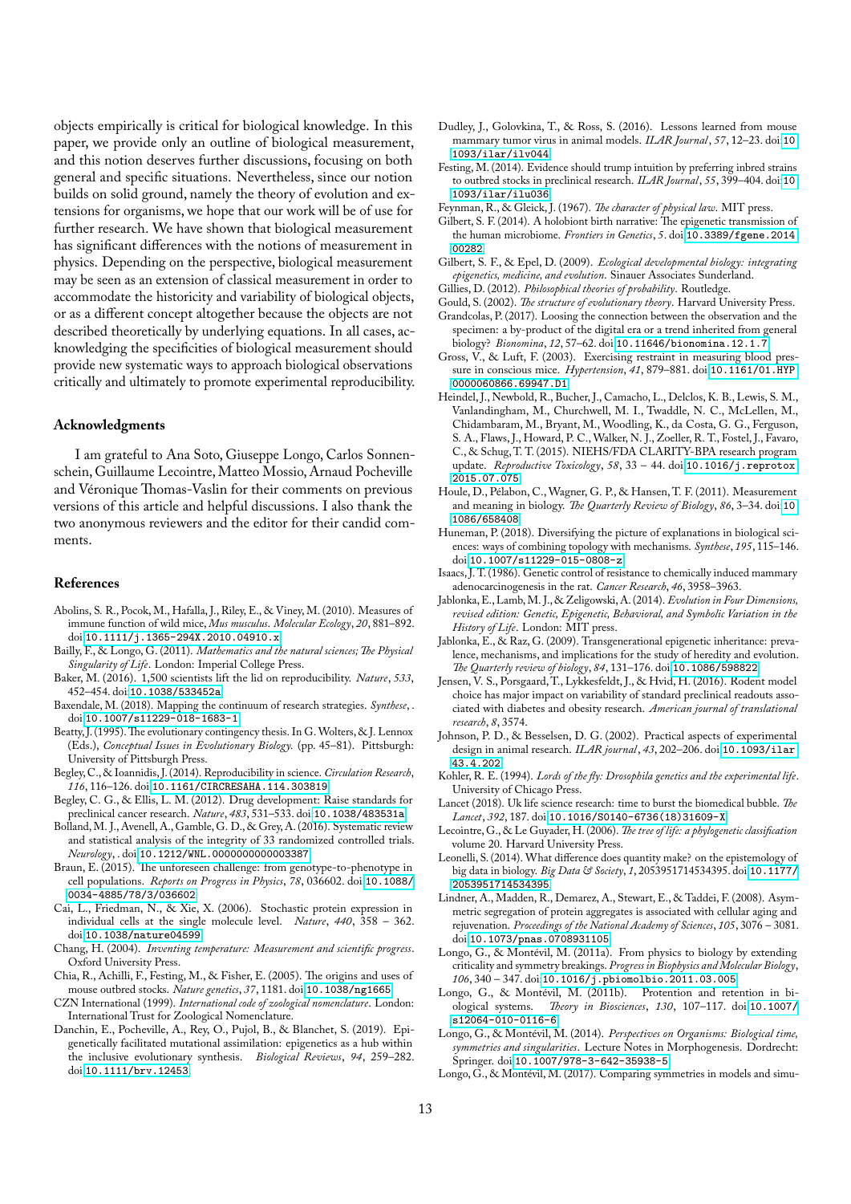objects empirically is critical for biological knowledge. In this paper, we provide only an outline of biological measurement, and this notion deserves further discussions, focusing on both general and specific situations. Nevertheless, since our notion builds on solid ground, namely the theory of evolution and extensions for organisms, we hope that our work will be of use for further research. We have shown that biological measurement has significant differences with the notions of measurement in physics. Depending on the perspective, biological measurement may be seen as an extension of classical measurement in order to accommodate the historicity and variability of biological objects, or as a different concept altogether because the objects are not described theoretically by underlying equations. In all cases, acknowledging the specificities of biological measurement should provide new systematic ways to approach biological observations critically and ultimately to promote experimental reproducibility.

## Acknowledgments

I am grateful to Ana Soto, Giuseppe Longo, Carlos Sonnenschein, Guillaume Lecointre, Matteo Mossio, Arnaud Pocheville and Véronique Thomas-Vaslin for their comments on previous versions of this article and helpful discussions. I also thank the two anonymous reviewers and the editor for their candid comments.

## References

Abolins, S. R., Pocok, M., Hafalla, J., Riley, E., & Viney, M. (2010). Measures of immune function of wild mice, *Mus musculus*. *Molecular Ecology*, *20*, 881–892. doi:10.1111/j.1365-294X.2010.04910.x

Bailly, F., & Longo, G. (2011). *Mathematics and the natural sciences; The Physical Singularity of Life*. London: Imperial College Press.

Baker, M. (2016). 1,500 scientists lift the lid on reproducibility. *Nature*, *533*, 452–454. doi:10.1038/533452a

Baxendale, M. (2018). Mapping the continuum of research strategies. *Synthese*, . doi:10.1007/s11229-018-1683-1

Beatty, J. (1995). The evolutionary contingency thesis. In G. Wolters, & J. Lennox (Eds.), *Conceptual Issues in Evolutionary Biology.* (pp. 45–81). Pittsburgh: University of Pittsburgh Press.

Begley, C., & Ioannidis, J. (2014). Reproducibility in science. *Circulation Research*, *116*, 116–126. doi:10.1161/CIRCRESAHA.114.303819

Begley, C. G., & Ellis, L. M. (2012). Drug development: Raise standards for preclinical cancer research. *Nature*, *483*, 531–533. doi:10.1038/483531a

Bolland, M. J., Avenell, A., Gamble, G. D., & Grey, A. (2016). Systematic review and statistical analysis of the integrity of 33 randomized controlled trials. *Neurology*, . doi:10.1212/WNL.0000000000003387

Braun, E. (2015). The unforeseen challenge: from genotype-to-phenotype in cell populations. *Reports on Progress in Physics*, *78*, 036602. doi:10.1088/0034-4885/78/3/036602

Cai, L., Friedman, N., & Xie, X. (2006). Stochastic protein expression in individual cells at the single molecule level. *Nature*, *440*, 358 – 362. doi:10.1038/nature04599

Chang, H. (2004). *Inventing temperature: Measurement and scientific progress*. Oxford University Press.

Chia, R., Achilli, F., Festing, M., & Fisher, E. (2005). The origins and uses of mouse outbred stocks. *Nature genetics*, *37*, 1181. doi:10.1038/ng1665

CZN International (1999). *International code of zoological nomenclature*. London: International Trust for Zoological Nomenclature.

Danchin, E., Pocheville, A., Rey, O., Pujol, B., & Blanchet, S. (2019). Epigenetically facilitated mutational assimilation: epigenetics as a hub within the inclusive evolutionary synthesis. *Biological Reviews*, *94*, 259–282. doi:10.1111/brv.12453

Dudley, J., Golovkina, T., & Ross, S. (2016). Lessons learned from mouse mammary tumor virus in animal models. *ILAR Journal*, *57*, 12–23. doi:10.1093/ilar/ilv044

Festing, M. (2014). Evidence should trump intuition by preferring inbred strains to outbred stocks in preclinical research. *ILAR Journal*, *55*, 399–404. doi:10.1093/ilar/ilu036

Feynman, R., & Gleick, J. (1967). *The character of physical law*. MIT press.

Gilbert, S. F. (2014). A holobiont birth narrative: The epigenetic transmission of the human microbiome. *Frontiers in Genetics*, *5*. doi:10.3389/fgene.2014.00282

Gilbert, S. F., & Epel, D. (2009). *Ecological developmental biology: integrating epigenetics, medicine, and evolution*. Sinauer Associates Sunderland.

Gillies, D. (2012). *Philosophical theories of probability*. Routledge.

Gould, S. (2002). *The structure of evolutionary theory*. Harvard University Press.

Grandcolas, P. (2017). Loosing the connection between the observation and the specimen: a by-product of the digital era or a trend inherited from general biology? *Bionomina*, *12*, 57–62. doi:10.11646/bionomina.12.1.7

Gross, V., & Luft, F. (2003). Exercising restraint in measuring blood pressure in conscious mice. *Hypertension*, *41*, 879–881. doi:10.1161/01.HYP.0000060866.69947.D1

Heindel, J., Newbold, R., Bucher, J., Camacho, L., Delclos, K. B., Lewis, S. M., Vanlandingham, M., Churchwell, M. I., Twaddle, N. C., McLellen, M., Chidambaram, M., Bryant, M., Woodling, K., da Costa, G. G., Ferguson, S. A., Flaws, J., Howard, P. C., Walker, N. J., Zoeller, R. T., Fostel, J., Favaro, C., & Schug, T. T. (2015). NIEHS/FDA CLARITY-BPA research program update. *Reproductive Toxicology*, *58*, 33 – 44. doi:10.1016/j.reprotox.2015.07.075

Houle, D., Pélabon, C., Wagner, G. P., & Hansen, T. F. (2011). Measurement and meaning in biology. *The Quarterly Review of Biology*, *86*, 3–34. doi:10.1086/658408

Huneman, P. (2018). Diversifying the picture of explanations in biological sciences: ways of combining topology with mechanisms. *Synthese*, *195*, 115–146. doi:10.1007/s11229-015-0808-z

Isaacs, J. T. (1986). Genetic control of resistance to chemically induced mammary adenocarcinogenesis in the rat. *Cancer Research*, *46*, 3958–3963.

Jablonka, E., Lamb, M. J., & Zeligowski, A. (2014). *Evolution in Four Dimensions, revised edition: Genetic, Epigenetic, Behavioral, and Symbolic Variation in the History of Life*. London: MIT press.

Jablonka, E., & Raz, G. (2009). Transgenerational epigenetic inheritance: prevalence, mechanisms, and implications for the study of heredity and evolution. *The Quarterly review of biology*, *84*, 131–176. doi:10.1086/598822

Jensen, V. S., Porsgaard, T., Lykkesfeldt, J., & Hvid, H. (2016). Rodent model choice has major impact on variability of standard preclinical readouts associated with diabetes and obesity research. *American journal of translational research*, *8*, 3574.

Johnson, P. D., & Besselsen, D. G. (2002). Practical aspects of experimental design in animal research. *ILAR journal*, *43*, 202–206. doi:10.1093/ilar.43.4.202

Kohler, R. E. (1994). *Lords of the fly: Drosophila genetics and the experimental life*. University of Chicago Press.

Lancet (2018). Uk life science research: time to burst the biomedical bubble. *The Lancet*, *392*, 187. doi:10.1016/S0140-6736(18)31609-X

Lecointre, G., & Le Guyader, H. (2006). *The tree of life: a phylogenetic classification* volume 20. Harvard University Press.

Leonelli, S. (2014). What difference does quantity make? on the epistemology of big data in biology. *Big Data & Society*, *1*, 2053951714534395. doi:10.1177/2053951714534395

Lindner, A., Madden, R., Demarez, A., Stewart, E., & Taddei, F. (2008). Asymmetric segregation of protein aggregates is associated with cellular aging and rejuvenation. *Proceedings of the National Academy of Sciences*, *105*, 3076 – 3081. doi:10.1073/pnas.0708931105

Longo, G., & Montévil, M. (2011a). From physics to biology by extending criticality and symmetry breakings. *Progress in Biophysics and Molecular Biology*, *106*, 340 – 347. doi:10.1016/j.pbiomolbio.2011.03.005

Longo, G., & Montévil, M. (2011b). Protention and retention in biological systems. *Theory in Biosciences*, *130*, 107–117. doi:10.1007/s12064-010-0116-6

Longo, G., & Montévil, M. (2014). *Perspectives on Organisms: Biological time, symmetries and singularities*. Lecture Notes in Morphogenesis. Dordrecht: Springer. doi:10.1007/978-3-642-35938-5

Longo, G., & Montévil, M. (2017). Comparing symmetries in models and simu-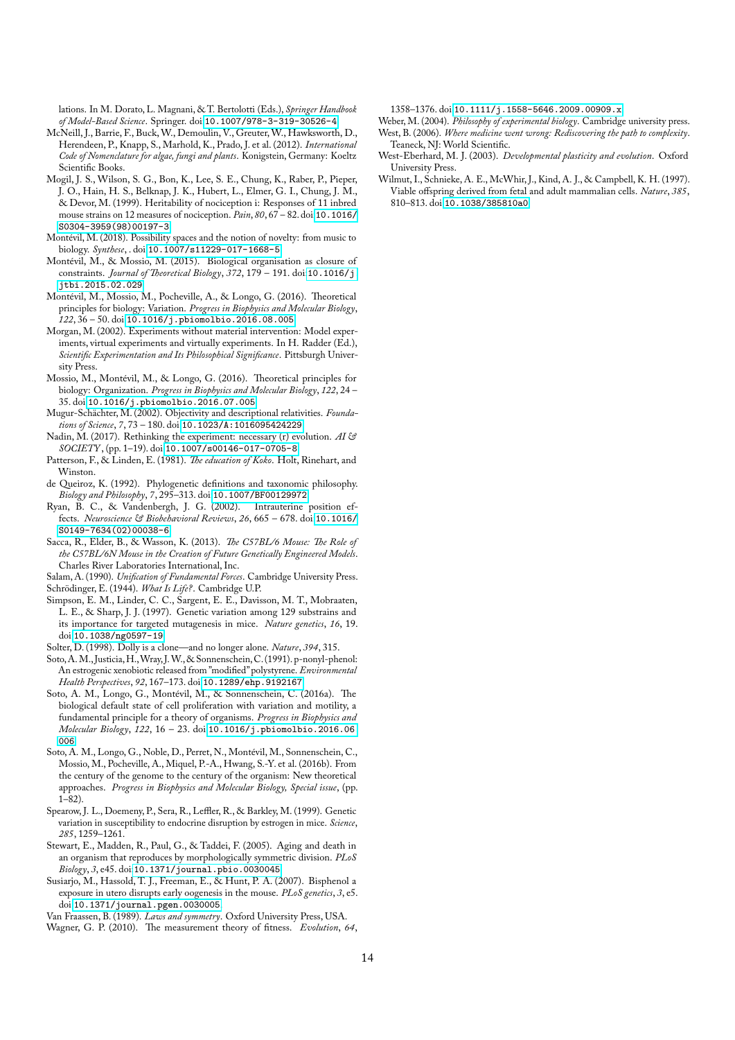lations. In M. Dorato, L. Magnani, & T. Bertolotti (Eds.), *Springer Handbook of Model-Based Science*. Springer. doi 10.1007/978-3-319-30526-4

McNeill, J., Barrie, F., Buck, W., Demoulin, V., Greuter, W., Hawksworth, D., Herendeen, P., Knapp, S., Marhold, K., Prado, J. et al. (2012). *International Code of Nomenclature for algae, fungi and plants*. Konigstein, Germany: Koeltz Scientific Books.

Mogil, J. S., Wilson, S. G., Bon, K., Lee, S. E., Chung, K., Raber, P., Pieper, J. O., Hain, H. S., Belknap, J. K., Hubert, L., Elmer, G. I., Chung, J. M., & Devor, M. (1999). Heritability of nociception i: Responses of 11 inbred mouse strains on 12 measures of nociception. *Pain*, *80*, 67 – 82. doi 10.1016/S0304-3959(98)00197-3

Montévil, M. (2018). Possibility spaces and the notion of novelty: from music to biology. *Synthese*, . doi 10.1007/s11229-017-1668-5

Montévil, M., & Mossio, M. (2015). Biological organisation as closure of constraints. *Journal of Theoretical Biology*, *372*, 179 – 191. doi 10.1016/j.jtbi.2015.02.029

Montévil, M., Mossio, M., Pocheville, A., & Longo, G. (2016). Theoretical principles for biology: Variation. *Progress in Biophysics and Molecular Biology*, *122*, 36 – 50. doi 10.1016/j.pbiomolbio.2016.08.005

Morgan, M. (2002). Experiments without material intervention: Model experiments, virtual experiments and virtually experiments. In H. Radder (Ed.), *Scientific Experimentation and Its Philosophical Significance*. Pittsburgh University Press.

Mossio, M., Montévil, M., & Longo, G. (2016). Theoretical principles for biology: Organization. *Progress in Biophysics and Molecular Biology*, *122*, 24 – 35. doi 10.1016/j.pbiomolbio.2016.07.005

Mugur-Schächter, M. (2002). Objectivity and descriptional relativities. *Foundations of Science*, *7*, 73 – 180. doi 10.1023/A:1016095424229

Nadin, M. (2017). Rethinking the experiment: necessary (r) evolution. *AI & SOCIETY*, (pp. 1–19). doi 10.1007/s00146-017-0705-8

Patterson, F., & Linden, E. (1981). *The education of Koko*. Holt, Rinehart, and Winston.

de Queiroz, K. (1992). Phylogenetic definitions and taxonomic philosophy. *Biology and Philosophy*, *7*, 295–313. doi 10.1007/BF00129972

Ryan, B. C., & Vandenbergh, J. G. (2002). Intrauterine position effects. *Neuroscience & Biobehavioral Reviews*, *26*, 665 – 678. doi 10.1016/S0149-7634(02)00038-6

Sacca, R., Elder, B., & Wasson, K. (2013). *The C57BL/6 Mouse: The Role of the C57BL/6N Mouse in the Creation of Future Genetically Engineered Models*. Charles River Laboratories International, Inc.

Salam, A. (1990). *Unification of Fundamental Forces*. Cambridge University Press.

Schrödinger, E. (1944). *What Is Life?*. Cambridge U.P.

Simpson, E. M., Linder, C. C., Sargent, E. E., Davisson, M. T., Mobraaten, L. E., & Sharp, J. J. (1997). Genetic variation among 129 substrains and its importance for targeted mutagenesis in mice. *Nature genetics*, *16*, 19. doi 10.1038/ng0597-19

Solter, D. (1998). Dolly is a clone—and no longer alone. *Nature*, *394*, 315.

Soto, A. M., Justicia, H., Wray, J. W., & Sonnenschein, C. (1991). p-nonyl-phenol: An estrogenic xenobiotic released from "modified" polystyrene. *Environmental Health Perspectives*, *92*, 167–173. doi 10.1289/ehp.9192167

Soto, A. M., Longo, G., Montévil, M., & Sonnenschein, C. (2016a). The biological default state of cell proliferation with variation and motility, a fundamental principle for a theory of organisms. *Progress in Biophysics and Molecular Biology*, *122*, 16 – 23. doi 10.1016/j.pbiomolbio.2016.06.006

Soto, A. M., Longo, G., Noble, D., Perret, N., Montévil, M., Sonnenschein, C., Mossio, M., Pocheville, A., Miquel, P.-A., Hwang, S.-Y. et al. (2016b). From the century of the genome to the century of the organism: New theoretical approaches. *Progress in Biophysics and Molecular Biology, Special issue*, (pp. 1–82).

Spearow, J. L., Doemeny, P., Sera, R., Leffler, R., & Barkley, M. (1999). Genetic variation in susceptibility to endocrine disruption by estrogen in mice. *Science*, *285*, 1259–1261.

Stewart, E., Madden, R., Paul, G., & Taddei, F. (2005). Aging and death in an organism that reproduces by morphologically symmetric division. *PLoS Biology*, *3*, e45. doi 10.1371/journal.pbio.0030045

Susiarjo, M., Hassold, T. J., Freeman, E., & Hunt, P. A. (2007). Bisphenol a exposure in utero disrupts early oogenesis in the mouse. *PLoS genetics*, *3*, e5. doi 10.1371/journal.pgen.0030005

Van Fraassen, B. (1989). *Laws and symmetry*. Oxford University Press, USA.

Wagner, G. P. (2010). The measurement theory of fitness. *Evolution*, *64*, 1358–1376. doi 10.1111/j.1558-5646.2009.00909.x

Weber, M. (2004). *Philosophy of experimental biology*. Cambridge university press.

West, B. (2006). *Where medicine went wrong: Rediscovering the path to complexity*. Teaneck, NJ: World Scientific.

West-Eberhard, M. J. (2003). *Developmental plasticity and evolution*. Oxford University Press.

Wilmut, I., Schnieke, A. E., McWhir, J., Kind, A. J., & Campbell, K. H. (1997). Viable offspring derived from fetal and adult mammalian cells. *Nature*, *385*, 810–813. doi 10.1038/385810a0